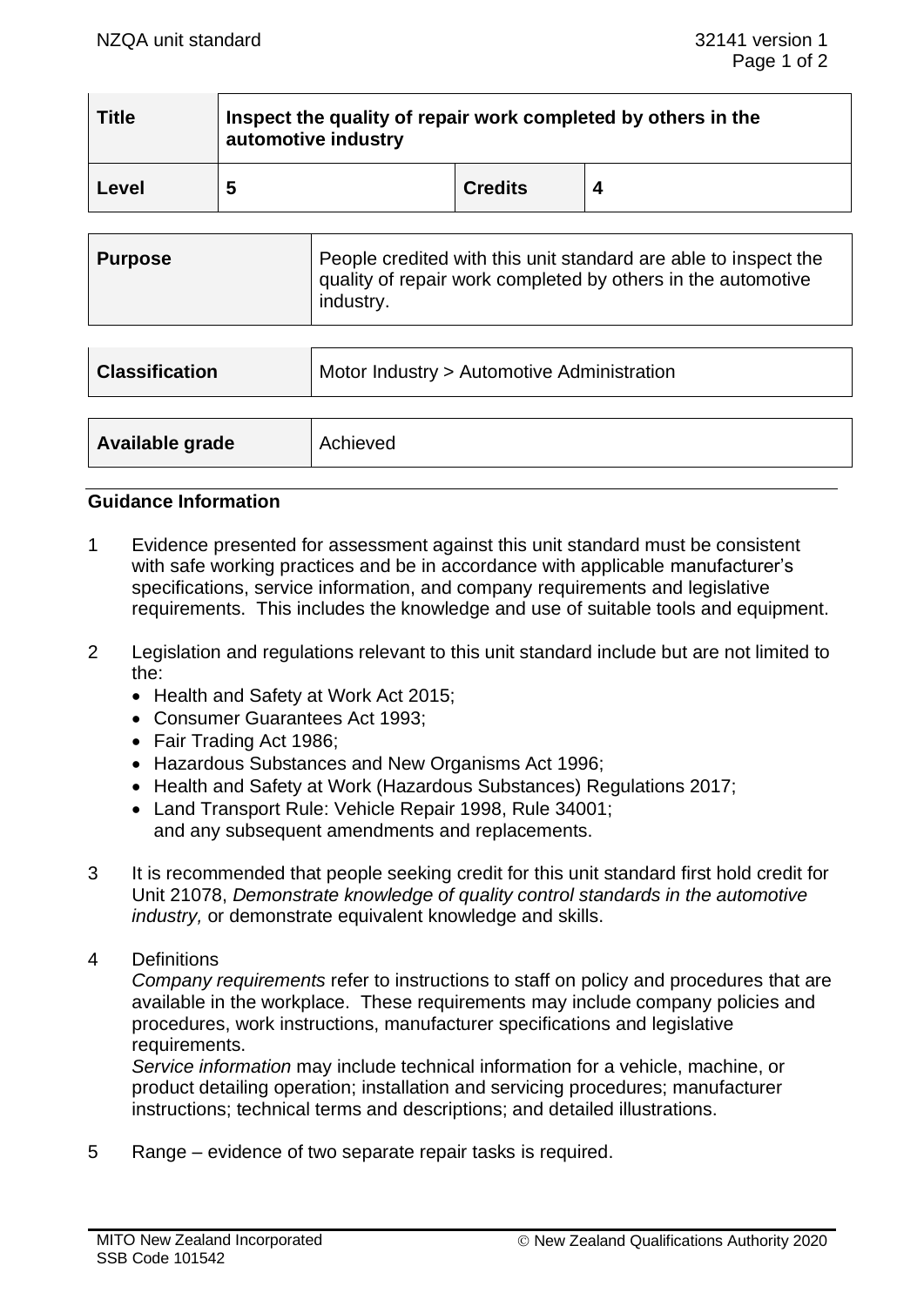| Title | Inspect the quality of repair work completed by others in the automotive industry | | |
|---|---|---|---|
| Level | 5 | Credits | 4 |

| Purpose | People credited with this unit standard are able to inspect the quality of repair work completed by others in the automotive industry. |
|---|---|

| Classification | Motor Industry > Automotive Administration |
|---|---|

| Available grade | Achieved |
|---|---|

## Guidance Information

1 Evidence presented for assessment against this unit standard must be consistent with safe working practices and be in accordance with applicable manufacturer's specifications, service information, and company requirements and legislative requirements. This includes the knowledge and use of suitable tools and equipment.

2 Legislation and regulations relevant to this unit standard include but are not limited to the:
   - Health and Safety at Work Act 2015;
   - Consumer Guarantees Act 1993;
   - Fair Trading Act 1986;
   - Hazardous Substances and New Organisms Act 1996;
   - Health and Safety at Work (Hazardous Substances) Regulations 2017;
   - Land Transport Rule: Vehicle Repair 1998, Rule 34001;
   
   and any subsequent amendments and replacements.

3 It is recommended that people seeking credit for this unit standard first hold credit for Unit 21078, *Demonstrate knowledge of quality control standards in the automotive industry,* or demonstrate equivalent knowledge and skills.

4 Definitions

   *Company requirements* refer to instructions to staff on policy and procedures that are available in the workplace. These requirements may include company policies and procedures, work instructions, manufacturer specifications and legislative requirements.

   *Service information* may include technical information for a vehicle, machine, or product detailing operation; installation and servicing procedures; manufacturer instructions; technical terms and descriptions; and detailed illustrations.

5 Range – evidence of two separate repair tasks is required.

MITO New Zealand Incorporated
SSB Code 101542

© New Zealand Qualifications Authority 2020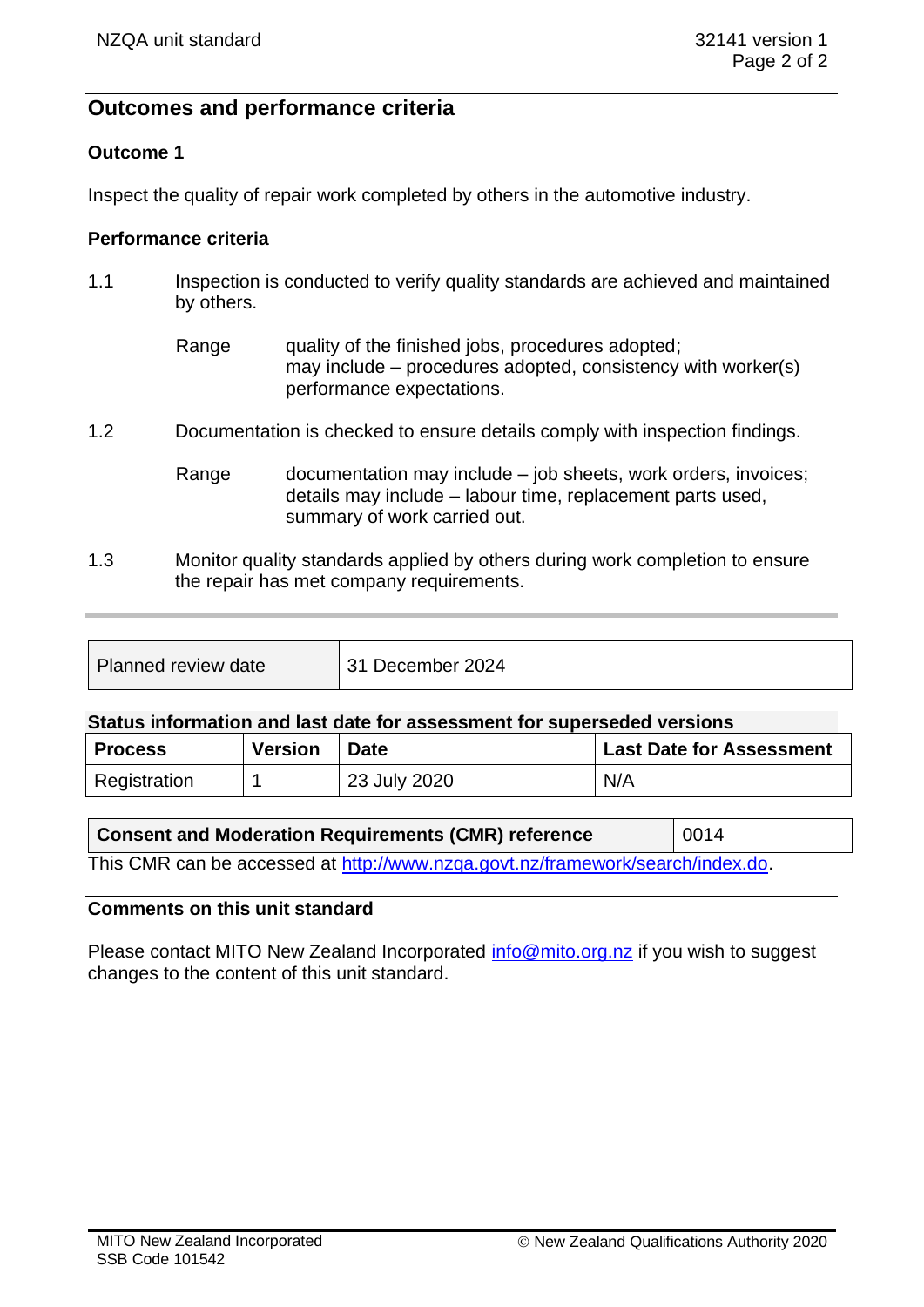## Outcomes and performance criteria

### Outcome 1

Inspect the quality of repair work completed by others in the automotive industry.

### Performance criteria

1.1 Inspection is conducted to verify quality standards are achieved and maintained by others.

Range: quality of the finished jobs, procedures adopted;
may include – procedures adopted, consistency with worker(s) performance expectations.

1.2 Documentation is checked to ensure details comply with inspection findings.

Range: documentation may include – job sheets, work orders, invoices;
details may include – labour time, replacement parts used, summary of work carried out.

1.3 Monitor quality standards applied by others during work completion to ensure the repair has met company requirements.

| | |
|---|---|
| Planned review date | 31 December 2024 |

**Status information and last date for assessment for superseded versions**

| Process | Version | Date | Last Date for Assessment |
|---|---|---|---|
| Registration | 1 | 23 July 2020 | N/A |

| | |
|---|---|
| **Consent and Moderation Requirements (CMR) reference** | 0014 |

This CMR can be accessed at http://www.nzqa.govt.nz/framework/search/index.do.

### Comments on this unit standard

Please contact MITO New Zealand Incorporated info@mito.org.nz if you wish to suggest changes to the content of this unit standard.